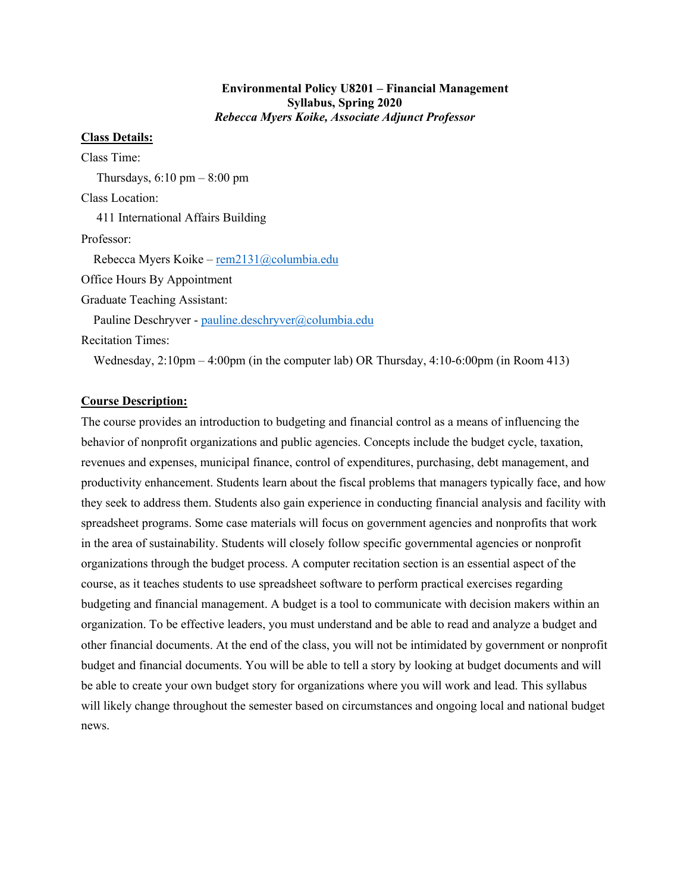**Environmental Policy U8201 – Financial Management**
**Syllabus, Spring 2020**
***Rebecca Myers Koike, Associate Adjunct Professor***

**Class Details:**

Class Time:

Thursdays, 6:10 pm – 8:00 pm

Class Location:

411 International Affairs Building

Professor:

Rebecca Myers Koike – rem2131@columbia.edu

Office Hours By Appointment

Graduate Teaching Assistant:

Pauline Deschryver - pauline.deschryver@columbia.edu

Recitation Times:

Wednesday, 2:10pm – 4:00pm (in the computer lab) OR Thursday, 4:10-6:00pm (in Room 413)

**Course Description:**

The course provides an introduction to budgeting and financial control as a means of influencing the behavior of nonprofit organizations and public agencies. Concepts include the budget cycle, taxation, revenues and expenses, municipal finance, control of expenditures, purchasing, debt management, and productivity enhancement. Students learn about the fiscal problems that managers typically face, and how they seek to address them. Students also gain experience in conducting financial analysis and facility with spreadsheet programs. Some case materials will focus on government agencies and nonprofits that work in the area of sustainability. Students will closely follow specific governmental agencies or nonprofit organizations through the budget process. A computer recitation section is an essential aspect of the course, as it teaches students to use spreadsheet software to perform practical exercises regarding budgeting and financial management. A budget is a tool to communicate with decision makers within an organization. To be effective leaders, you must understand and be able to read and analyze a budget and other financial documents. At the end of the class, you will not be intimidated by government or nonprofit budget and financial documents. You will be able to tell a story by looking at budget documents and will be able to create your own budget story for organizations where you will work and lead. This syllabus will likely change throughout the semester based on circumstances and ongoing local and national budget news.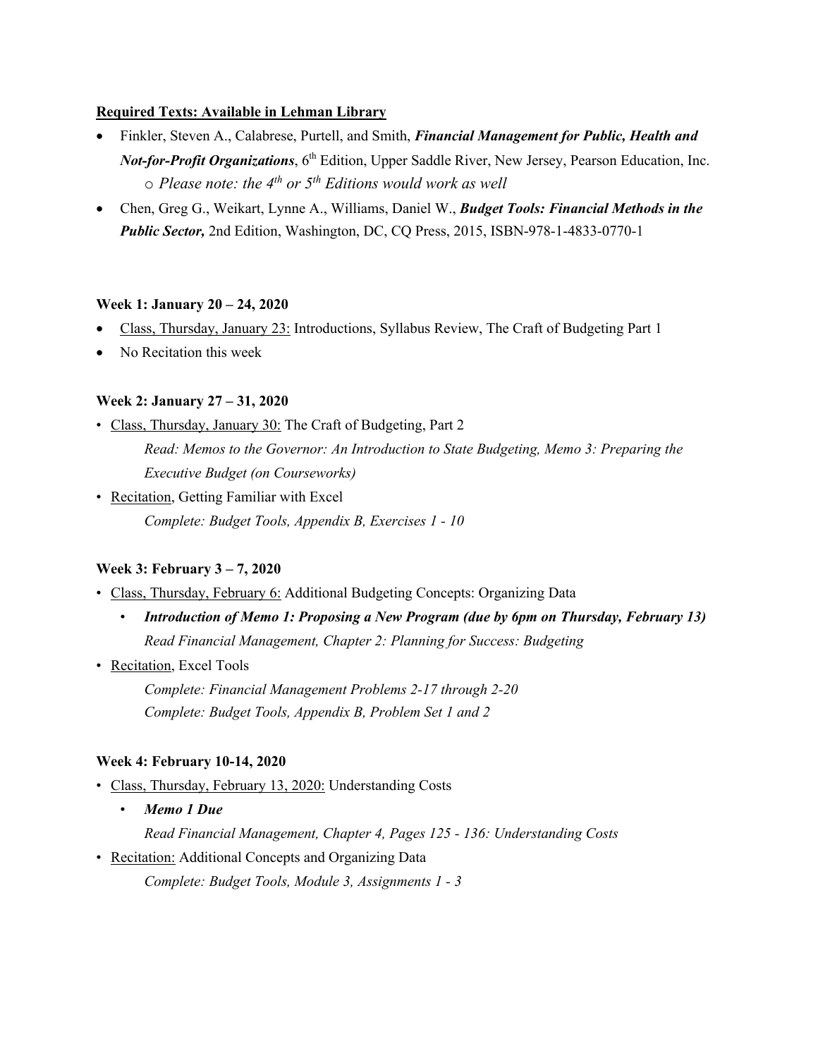**<u>Required Texts: Available in Lehman Library</u>**

- Finkler, Steven A., Calabrese, Purtell, and Smith, ***Financial Management for Public, Health and Not-for-Profit Organizations***, 6th Edition, Upper Saddle River, New Jersey, Pearson Education, Inc.
  - *Please note: the 4th or 5th Editions would work as well*
- Chen, Greg G., Weikart, Lynne A., Williams, Daniel W., ***Budget Tools: Financial Methods in the Public Sector,*** 2nd Edition, Washington, DC, CQ Press, 2015, ISBN-978-1-4833-0770-1

**Week 1: January 20 – 24, 2020**

- <u>Class, Thursday, January 23:</u> Introductions, Syllabus Review, The Craft of Budgeting Part 1
- No Recitation this week

**Week 2: January 27 – 31, 2020**

- <u>Class, Thursday, January 30:</u> The Craft of Budgeting, Part 2

  *Read: Memos to the Governor: An Introduction to State Budgeting, Memo 3: Preparing the Executive Budget (on Courseworks)*
- <u>Recitation</u>, Getting Familiar with Excel

  *Complete: Budget Tools, Appendix B, Exercises 1 - 10*

**Week 3: February 3 – 7, 2020**

- <u>Class, Thursday, February 6:</u> Additional Budgeting Concepts: Organizing Data
  - ***Introduction of Memo 1: Proposing a New Program (due by 6pm on Thursday, February 13)***

    *Read Financial Management, Chapter 2: Planning for Success: Budgeting*
- <u>Recitation</u>, Excel Tools

  *Complete: Financial Management Problems 2-17 through 2-20*

  *Complete: Budget Tools, Appendix B, Problem Set 1 and 2*

**Week 4: February 10-14, 2020**

- <u>Class, Thursday, February 13, 2020:</u> Understanding Costs
  - ***Memo 1 Due***

    *Read Financial Management, Chapter 4, Pages 125 - 136: Understanding Costs*
- <u>Recitation:</u> Additional Concepts and Organizing Data

  *Complete: Budget Tools, Module 3, Assignments 1 - 3*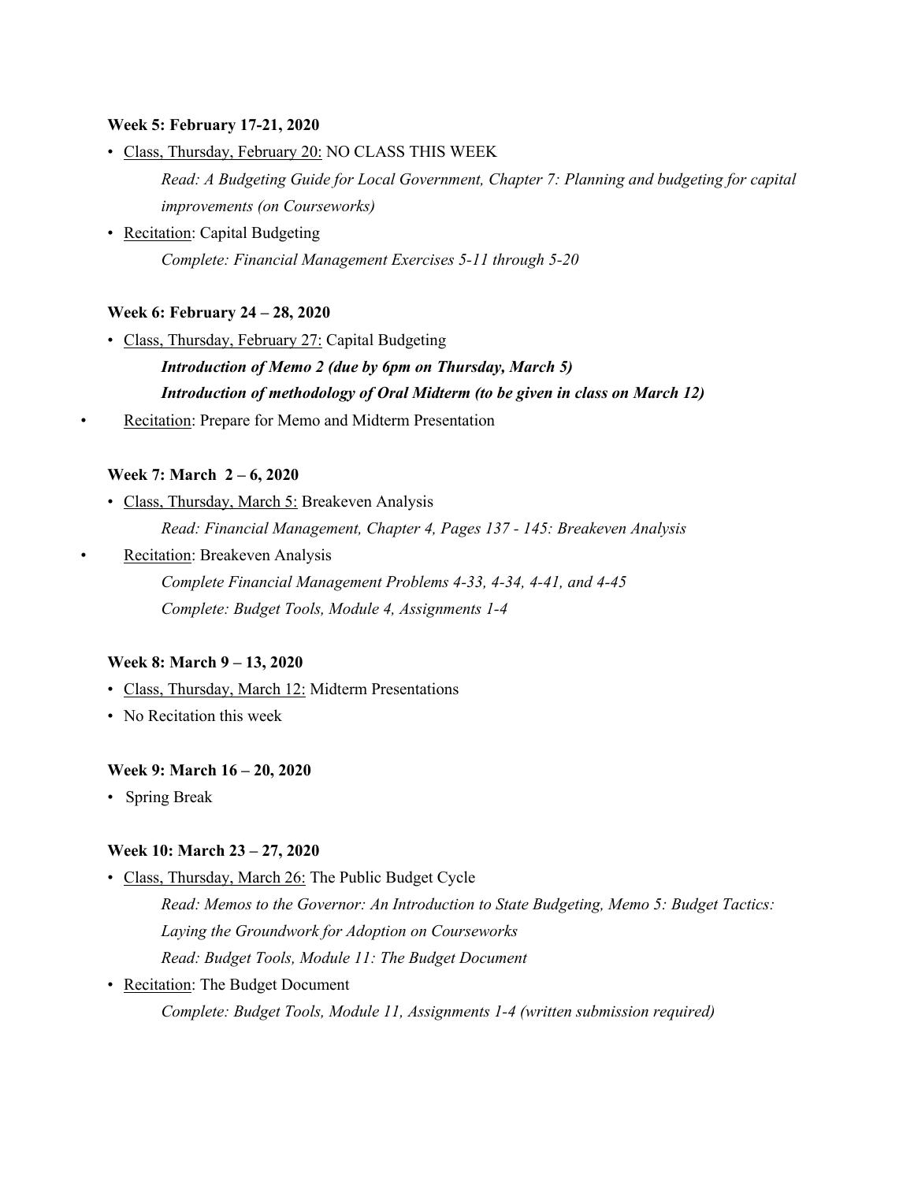**Week 5: February 17-21, 2020**

- <u>Class, Thursday, February 20:</u> NO CLASS THIS WEEK

  *Read: A Budgeting Guide for Local Government, Chapter 7: Planning and budgeting for capital improvements (on Courseworks)*

- <u>Recitation</u>: Capital Budgeting

  *Complete: Financial Management Exercises 5-11 through 5-20*

**Week 6: February 24 – 28, 2020**

- <u>Class, Thursday, February 27:</u> Capital Budgeting

  ***Introduction of Memo 2 (due by 6pm on Thursday, March 5)***

  ***Introduction of methodology of Oral Midterm (to be given in class on March 12)***

- <u>Recitation</u>: Prepare for Memo and Midterm Presentation

**Week 7: March 2 – 6, 2020**

- <u>Class, Thursday, March 5:</u> Breakeven Analysis

  *Read: Financial Management, Chapter 4, Pages 137 - 145: Breakeven Analysis*

- <u>Recitation</u>: Breakeven Analysis

  *Complete Financial Management Problems 4-33, 4-34, 4-41, and 4-45*

  *Complete: Budget Tools, Module 4, Assignments 1-4*

**Week 8: March 9 – 13, 2020**

- <u>Class, Thursday, March 12:</u> Midterm Presentations
- No Recitation this week

**Week 9: March 16 – 20, 2020**

- Spring Break

**Week 10: March 23 – 27, 2020**

- <u>Class, Thursday, March 26:</u> The Public Budget Cycle

  *Read: Memos to the Governor: An Introduction to State Budgeting, Memo 5: Budget Tactics: Laying the Groundwork for Adoption on Courseworks*

  *Read: Budget Tools, Module 11: The Budget Document*

- <u>Recitation</u>: The Budget Document

  *Complete: Budget Tools, Module 11, Assignments 1-4 (written submission required)*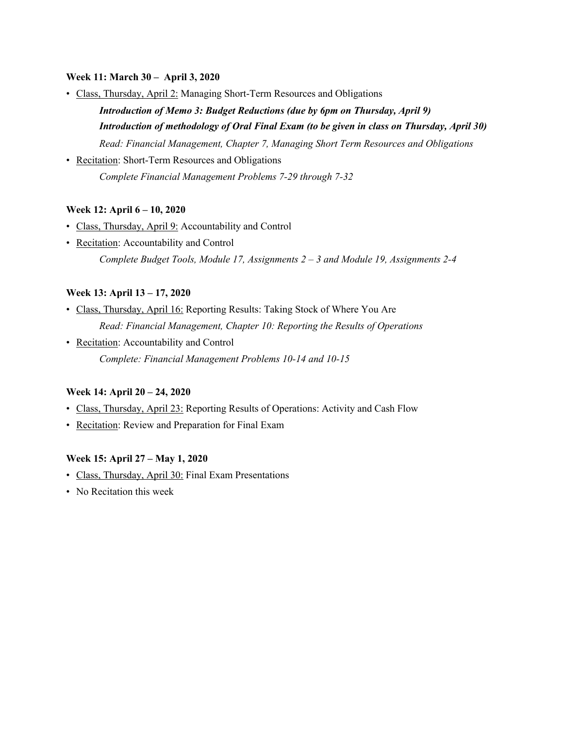**Week 11: March 30 – April 3, 2020**

- Class, Thursday, April 2: Managing Short-Term Resources and Obligations

  ***Introduction of Memo 3: Budget Reductions (due by 6pm on Thursday, April 9)***

  ***Introduction of methodology of Oral Final Exam (to be given in class on Thursday, April 30)***

  *Read: Financial Management, Chapter 7, Managing Short Term Resources and Obligations*

- Recitation: Short-Term Resources and Obligations

  *Complete Financial Management Problems 7-29 through 7-32*

**Week 12: April 6 – 10, 2020**

- Class, Thursday, April 9: Accountability and Control
- Recitation: Accountability and Control

  *Complete Budget Tools, Module 17, Assignments 2 – 3 and Module 19, Assignments 2-4*

**Week 13: April 13 – 17, 2020**

- Class, Thursday, April 16: Reporting Results: Taking Stock of Where You Are

  *Read: Financial Management, Chapter 10: Reporting the Results of Operations*

- Recitation: Accountability and Control

  *Complete: Financial Management Problems 10-14 and 10-15*

**Week 14: April 20 – 24, 2020**

- Class, Thursday, April 23: Reporting Results of Operations: Activity and Cash Flow
- Recitation: Review and Preparation for Final Exam

**Week 15: April 27 – May 1, 2020**

- Class, Thursday, April 30: Final Exam Presentations
- No Recitation this week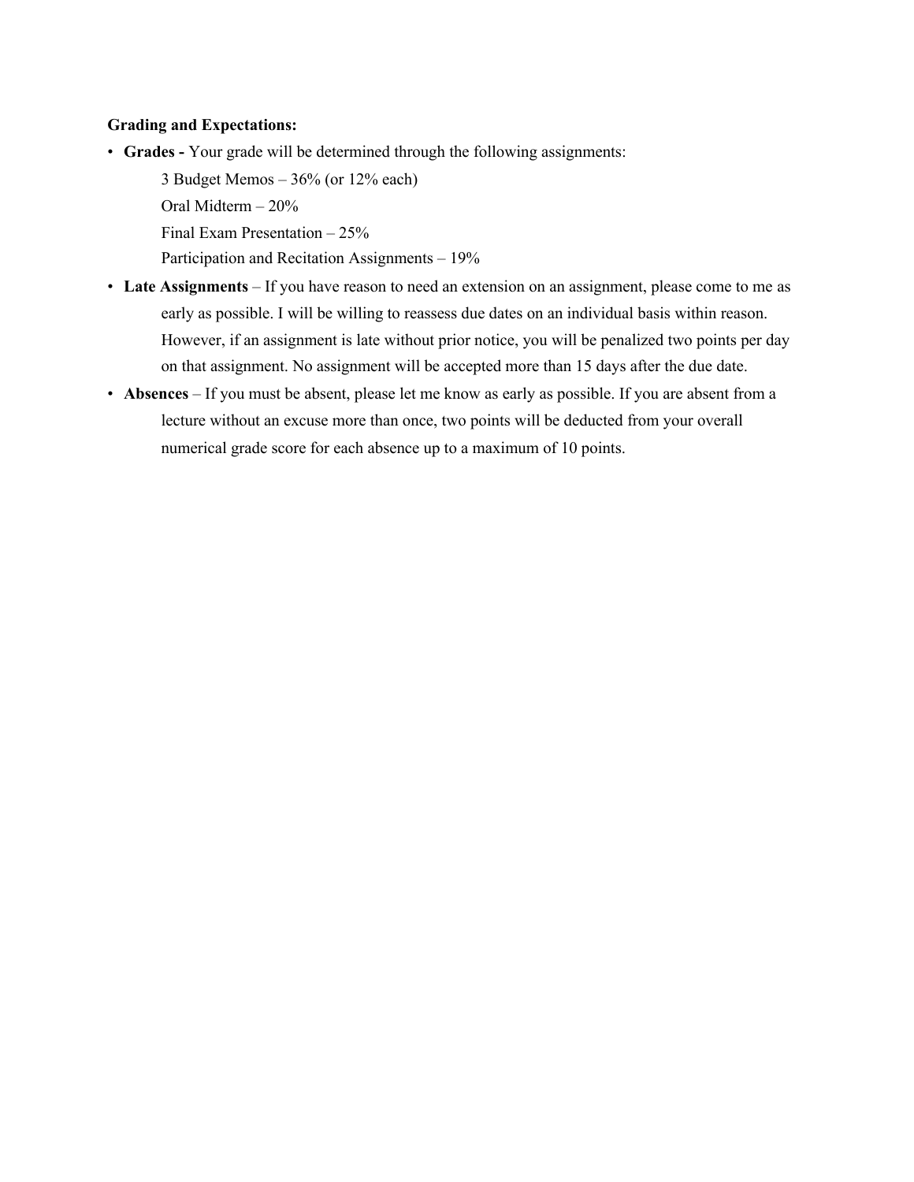**Grading and Expectations:**

- **Grades -** Your grade will be determined through the following assignments:

  3 Budget Memos – 36% (or 12% each)

  Oral Midterm – 20%

  Final Exam Presentation – 25%

  Participation and Recitation Assignments – 19%

- **Late Assignments** – If you have reason to need an extension on an assignment, please come to me as early as possible. I will be willing to reassess due dates on an individual basis within reason. However, if an assignment is late without prior notice, you will be penalized two points per day on that assignment. No assignment will be accepted more than 15 days after the due date.
- **Absences** – If you must be absent, please let me know as early as possible. If you are absent from a lecture without an excuse more than once, two points will be deducted from your overall numerical grade score for each absence up to a maximum of 10 points.